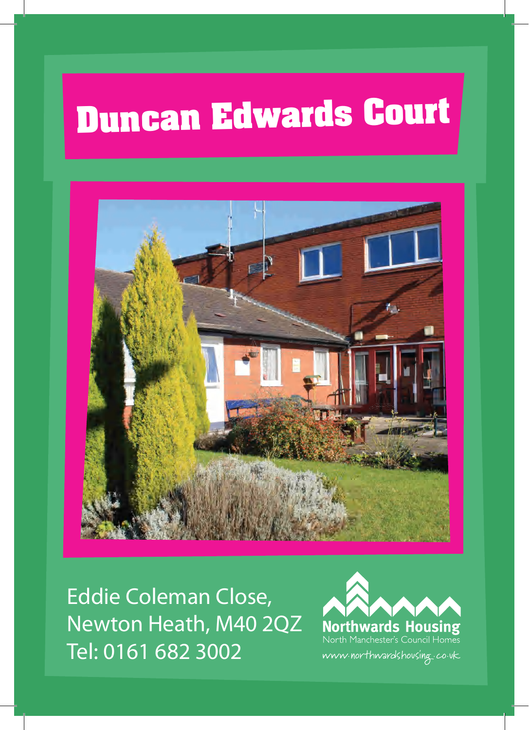# Duncan Edwards Court

Eddie Coleman Close,
Newton Heath, M40 2QZ
Tel: 0161 682 3002

**Northwards Housing**
North Manchester's Council Homes
www.northwardshousing.co.uk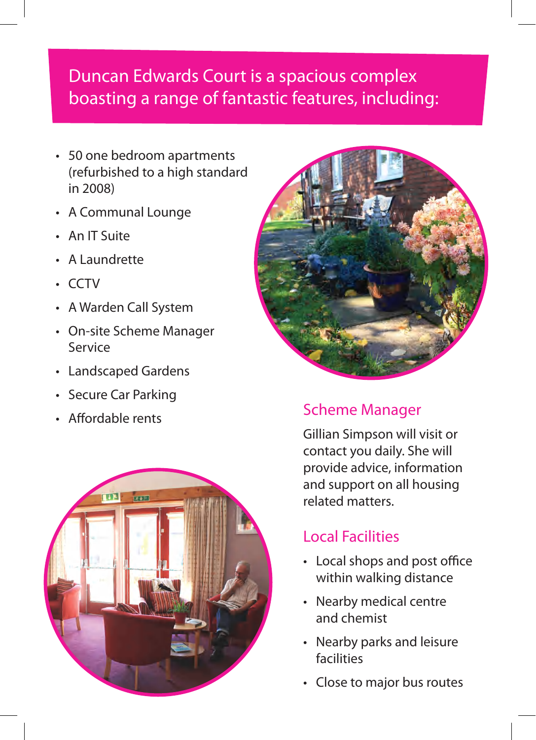## Duncan Edwards Court is a spacious complex boasting a range of fantastic features, including:

- 50 one bedroom apartments (refurbished to a high standard in 2008)
- A Communal Lounge
- An IT Suite
- A Laundrette
- CCTV
- A Warden Call System
- On-site Scheme Manager Service
- Landscaped Gardens
- Secure Car Parking
- Affordable rents

### Scheme Manager

Gillian Simpson will visit or contact you daily. She will provide advice, information and support on all housing related matters.

### Local Facilities

- Local shops and post office within walking distance
- Nearby medical centre and chemist
- Nearby parks and leisure facilities
- Close to major bus routes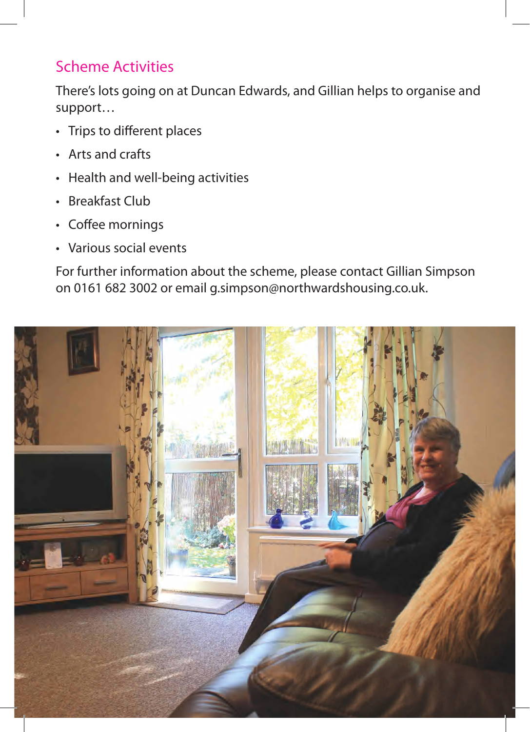## Scheme Activities

There's lots going on at Duncan Edwards, and Gillian helps to organise and support…

- Trips to different places
- Arts and crafts
- Health and well-being activities
- Breakfast Club
- Coffee mornings
- Various social events

For further information about the scheme, please contact Gillian Simpson on 0161 682 3002 or email g.simpson@northwardshousing.co.uk.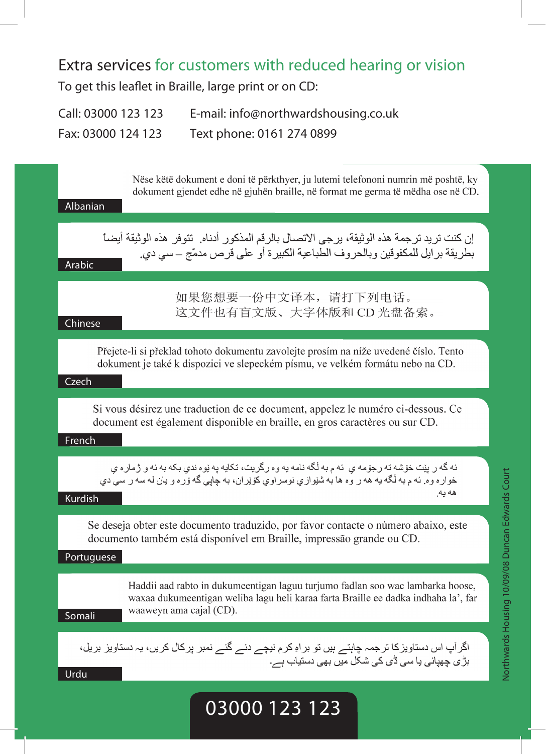## Extra services for customers with reduced hearing or vision

To get this leaflet in Braille, large print or on CD:

Call: 03000 123 123
Fax: 03000 124 123
E-mail: info@northwardshousing.co.uk
Text phone: 0161 274 0899

**Albanian**

Nëse këtë dokument e doni të përkthyer, ju lutemi telefononi numrin më poshtë, ky dokument gjendet edhe në gjuhën braille, në format me germa të mëdha ose në CD.

**Arabic**

إن كنت تريد ترجمة هذه الوثيقة، يرجى الاتصال بالرقم المذكور أدناه. تتوفر هذه الوثيقة أيضاً بطريقة برايل للمكفوفين وبالحروف الطباعية الكبيرة أو على قرص مدمّج – سي دي.

**Chinese**

如果您想要一份中文译本，请打下列电话。
这文件也有盲文版、大字体版和 CD 光盘备索。

**Czech**

Přejete-li si překlad tohoto dokumentu zavolejte prosím na níže uvedené číslo. Tento dokument je také k dispozici ve slepeckém písmu, ve velkém formátu nebo na CD.

**French**

Si vous désirez une traduction de ce document, appelez le numéro ci-dessous. Ce document est également disponible en braille, en gros caractères ou sur CD.

**Kurdish**

ئه گه ر پێت خۆشه ته رجومه ی ئه م به ڵگه نامه یه وه رگریت، تکایه په یوه ندی بکه به ئه و ژماره ی خواره وه. ئه م به ڵگه یه هه ر وه ها به شێوازی نوسراوی کوێران، به چاپی گه وره و یان له سه ر سی دی هه یه.

**Portuguese**

Se deseja obter este documento traduzido, por favor contacte o número abaixo, este documento também está disponível em Braille, impressão grande ou CD.

**Somali**

Haddii aad rabto in dukumeentigan laguu turjumo fadlan soo wac lambarka hoose, waxaa dukumeentigan weliba lagu heli karaa farta Braille ee dadka indhaha la', far waaweyn ama cajal (CD).

**Urdu**

اگر آپ اس دستاویز کا ترجمہ چاہتے ہیں تو براہِ کرم نیچے دئے گئے نمبر پر کال کریں، یہ دستاویز بریل، بڑی چھپائی یا سی ڈی کی شکل میں بھی دستیاب ہے۔

**03000 123 123**

Northwards Housing 10/09/08 Duncan Edwards Court